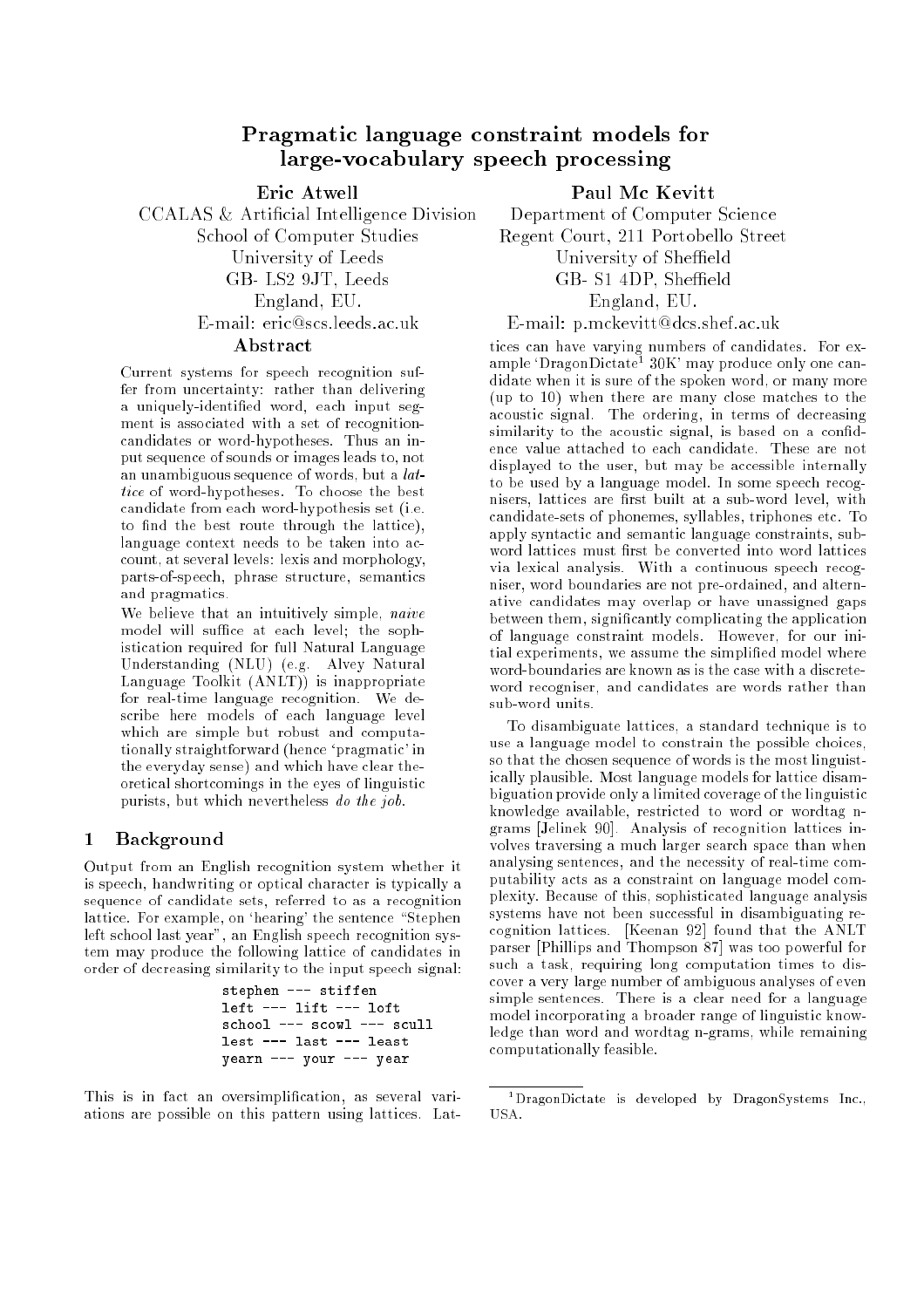# Pragmatic language constraint models for large-vocabulary speech processing

**Eric Atwell**
CCALAS & Artificial Intelligence Division
School of Computer Studies
University of Leeds
GB- LS2 9JT, Leeds
England, EU.
E-mail: eric@scs.leeds.ac.uk

**Paul Mc Kevitt**
Department of Computer Science
Regent Court, 211 Portobello Street
University of Sheffield
GB- S1 4DP, Sheffield
England, EU.
E-mail: p.mckevitt@dcs.shef.ac.uk

## Abstract

Current systems for speech recognition suffer from uncertainty: rather than delivering a uniquely-identified word, each input segment is associated with a set of recognition-candidates or word-hypotheses. Thus an input sequence of sounds or images leads to, not an unambiguous sequence of words, but a *lattice* of word-hypotheses. To choose the best candidate from each word-hypothesis set (i.e. to find the best route through the lattice), language context needs to be taken into account, at several levels: lexis and morphology, parts-of-speech, phrase structure, semantics and pragmatics.

We believe that an intuitively simple, *naive* model will suffice at each level; the sophistication required for full Natural Language Understanding (NLU) (e.g. Alvey Natural Language Toolkit (ANLT)) is inappropriate for real-time language recognition. We describe here models of each language level which are simple but robust and computationally straightforward (hence 'pragmatic' in the everyday sense) and which have clear theoretical shortcomings in the eyes of linguistic purists, but which nevertheless *do the job.*

## 1 Background

Output from an English recognition system whether it is speech, handwriting or optical character is typically a sequence of candidate sets, referred to as a recognition lattice. For example, on 'hearing' the sentence "Stephen left school last year", an English speech recognition system may produce the following lattice of candidates in order of decreasing similarity to the input speech signal:

```
stephen --- stiffen
left --- lift --- loft
school --- scowl --- scull
lest --- last --- least
yearn --- your --- year
```

This is in fact an oversimplification, as several variations are possible on this pattern using lattices. Lattices can have varying numbers of candidates. For example 'DragonDictate[1] 30K' may produce only one candidate when it is sure of the spoken word, or many more (up to 10) when there are many close matches to the acoustic signal. The ordering, in terms of decreasing similarity to the acoustic signal, is based on a confidence value attached to each candidate. These are not displayed to the user, but may be accessible internally to be used by a language model. In some speech recognisers, lattices are first built at a sub-word level, with candidate-sets of phonemes, syllables, triphones etc. To apply syntactic and semantic language constraints, sub-word lattices must first be converted into word lattices via lexical analysis. With a continuous speech recogniser, word boundaries are not pre-ordained, and alternative candidates may overlap or have unassigned gaps between them, significantly complicating the application of language constraint models. However, for our initial experiments, we assume the simplified model where word-boundaries are known as is the case with a discrete-word recogniser, and candidates are words rather than sub-word units.

To disambiguate lattices, a standard technique is to use a language model to constrain the possible choices, so that the chosen sequence of words is the most linguistically plausible. Most language models for lattice disambiguation provide only a limited coverage of the linguistic knowledge available, restricted to word or wordtag n-grams [Jelinek 90]. Analysis of recognition lattices involves traversing a much larger search space than when analysing sentences, and the necessity of real-time computability acts as a constraint on language model complexity. Because of this, sophisticated language analysis systems have not been successful in disambiguating recognition lattices. [Keenan 92] found that the ANLT parser [Phillips and Thompson 87] was too powerful for such a task, requiring long computation times to discover a very large number of ambiguous analyses of even simple sentences. There is a clear need for a language model incorporating a broader range of linguistic knowledge than word and wordtag n-grams, while remaining computationally feasible.

[1] DragonDictate is developed by DragonSystems Inc., USA.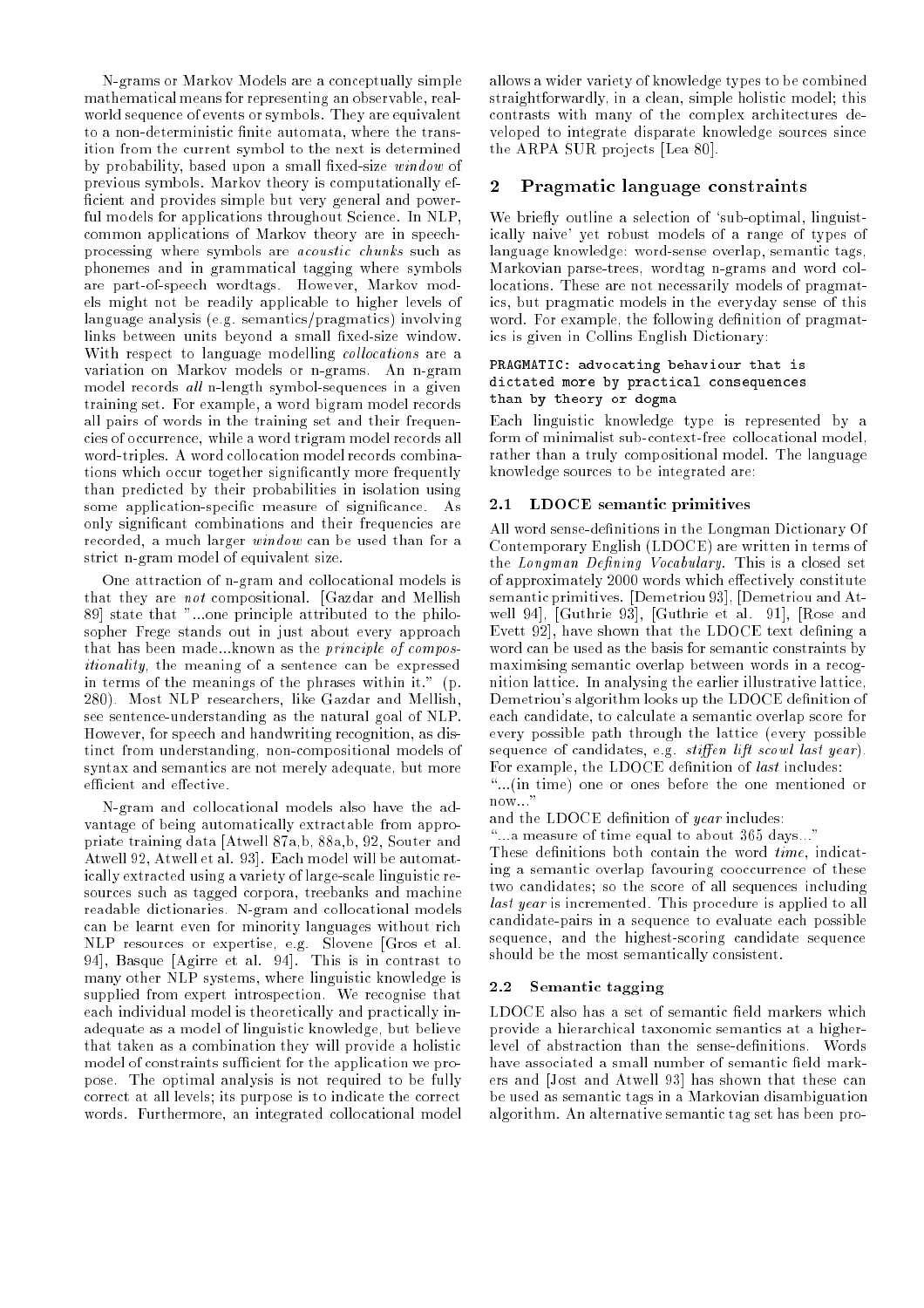N-grams or Markov Models are a conceptually simple mathematical means for representing an observable, real-world sequence of events or symbols. They are equivalent to a non-deterministic finite automata, where the transition from the current symbol to the next is determined by probability, based upon a small fixed-size *window* of previous symbols. Markov theory is computationally efficient and provides simple but very general and powerful models for applications throughout Science. In NLP, common applications of Markov theory are in speech-processing where symbols are *acoustic chunks* such as phonemes and in grammatical tagging where symbols are part-of-speech wordtags. However, Markov models might not be readily applicable to higher levels of language analysis (e.g. semantics/pragmatics) involving links between units beyond a small fixed-size window. With respect to language modelling *collocations* are a variation on Markov models or n-grams. An n-gram model records *all* n-length symbol-sequences in a given training set. For example, a word bigram model records all pairs of words in the training set and their frequencies of occurrence, while a word trigram model records all word-triples. A word collocation model records combinations which occur together significantly more frequently than predicted by their probabilities in isolation using some application-specific measure of significance. As only significant combinations and their frequencies are recorded, a much larger *window* can be used than for a strict n-gram model of equivalent size.

One attraction of n-gram and collocational models is that they are *not* compositional. [Gazdar and Mellish 89] state that "...one principle attributed to the philosopher Frege stands out in just about every approach that has been made...known as the *principle of compositionality*, the meaning of a sentence can be expressed in terms of the meanings of the phrases within it." (p. 280). Most NLP researchers, like Gazdar and Mellish, see sentence-understanding as the natural goal of NLP. However, for speech and handwriting recognition, as distinct from understanding, non-compositional models of syntax and semantics are not merely adequate, but more efficient and effective.

N-gram and collocational models also have the advantage of being automatically extractable from appropriate training data [Atwell 87a,b, 88a,b, 92, Souter and Atwell 92, Atwell et al. 93]. Each model will be automatically extracted using a variety of large-scale linguistic resources such as tagged corpora, treebanks and machine readable dictionaries. N-gram and collocational models can be learnt even for minority languages without rich NLP resources or expertise, e.g. Slovene [Gros et al. 94], Basque [Agirre et al. 94]. This is in contrast to many other NLP systems, where linguistic knowledge is supplied from expert introspection. We recognise that each individual model is theoretically and practically inadequate as a model of linguistic knowledge, but believe that taken as a combination they will provide a holistic model of constraints sufficient for the application we propose. The optimal analysis is not required to be fully correct at all levels; its purpose is to indicate the correct words. Furthermore, an integrated collocational model allows a wider variety of knowledge types to be combined straightforwardly, in a clean, simple holistic model; this contrasts with many of the complex architectures developed to integrate disparate knowledge sources since the ARPA SUR projects [Lea 80].

## 2 Pragmatic language constraints

We briefly outline a selection of 'sub-optimal, linguistically naive' yet robust models of a range of types of language knowledge: word-sense overlap, semantic tags, Markovian parse-trees, wordtag n-grams and word collocations. These are not necessarily models of pragmatics, but pragmatic models in the everyday sense of this word. For example, the following definition of pragmatics is given in Collins English Dictionary:

```
PRAGMATIC: advocating behaviour that is
dictated more by practical consequences
than by theory or dogma
```

Each linguistic knowledge type is represented by a form of minimalist sub-context-free collocational model, rather than a truly compositional model. The language knowledge sources to be integrated are:

### 2.1 LDOCE semantic primitives

All word sense-definitions in the Longman Dictionary Of Contemporary English (LDOCE) are written in terms of the *Longman Defining Vocabulary*. This is a closed set of approximately 2000 words which effectively constitute semantic primitives. [Demetriou 93], [Demetriou and Atwell 94], [Guthrie 93], [Guthrie et al. 91], [Rose and Evett 92], have shown that the LDOCE text defining a word can be used as the basis for semantic constraints by maximising semantic overlap between words in a recognition lattice. In analysing the earlier illustrative lattice, Demetriou's algorithm looks up the LDOCE definition of each candidate, to calculate a semantic overlap score for every possible path through the lattice (every possible sequence of candidates, e.g. *stiffen lift scowl last year*). For example, the LDOCE definition of *last* includes:

"...(in time) one or ones before the one mentioned or now..."

and the LDOCE definition of *year* includes:

"...a measure of time equal to about 365 days..."

These definitions both contain the word *time*, indicating a semantic overlap favouring cooccurrence of these two candidates; so the score of all sequences including *last year* is incremented. This procedure is applied to all candidate-pairs in a sequence to evaluate each possible sequence, and the highest-scoring candidate sequence should be the most semantically consistent.

### 2.2 Semantic tagging

LDOCE also has a set of semantic field markers which provide a hierarchical taxonomic semantics at a higher-level of abstraction than the sense-definitions. Words have associated a small number of semantic field markers and [Jost and Atwell 93] has shown that these can be used as semantic tags in a Markovian disambiguation algorithm. An alternative semantic tag set has been pro-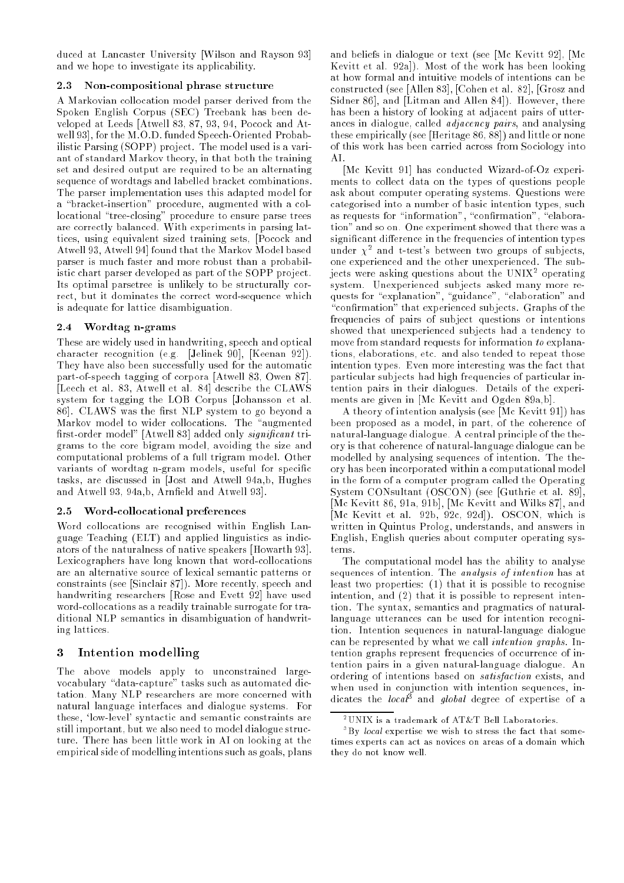duced at Lancaster University [Wilson and Rayson 93] and we hope to investigate its applicability.

### 2.3 Non-compositional phrase structure

A Markovian collocation model parser derived from the Spoken English Corpus (SEC) Treebank has been developed at Leeds [Atwell 83, 87, 93, 94, Pocock and Atwell 93], for the M.O.D. funded Speech-Oriented Probabilistic Parsing (SOPP) project. The model used is a variant of standard Markov theory, in that both the training set and desired output are required to be an alternating sequence of wordtags and labelled bracket combinations. The parser implementation uses this adapted model for a "bracket-insertion" procedure, augmented with a collocational "tree-closing" procedure to ensure parse trees are correctly balanced. With experiments in parsing lattices, using equivalent sized training sets, [Pocock and Atwell 93, Atwell 94] found that the Markov Model based parser is much faster and more robust than a probabilistic chart parser developed as part of the SOPP project. Its optimal parsetree is unlikely to be structurally correct, but it dominates the correct word-sequence which is adequate for lattice disambiguation.

### 2.4 Wordtag n-grams

These are widely used in handwriting, speech and optical character recognition (e.g. [Jelinek 90], [Keenan 92]). They have also been successfully used for the automatic part-of-speech tagging of corpora [Atwell 83, Owen 87]. [Leech et al. 83, Atwell et al. 84] describe the CLAWS system for tagging the LOB Corpus [Johansson et al. 86]. CLAWS was the first NLP system to go beyond a Markov model to wider collocations. The "augmented first-order model" [Atwell 83] added only *significant* trigrams to the core bigram model, avoiding the size and computational problems of a full trigram model. Other variants of wordtag n-gram models, useful for specific tasks, are discussed in [Jost and Atwell 94a,b, Hughes and Atwell 93, 94a,b, Arnfield and Atwell 93].

### 2.5 Word-collocational preferences

Word collocations are recognised within English Language Teaching (ELT) and applied linguistics as indicators of the naturalness of native speakers [Howarth 93]. Lexicographers have long known that word-collocations are an alternative source of lexical semantic patterns or constraints (see [Sinclair 87]). More recently, speech and handwriting researchers [Rose and Evett 92] have used word-collocations as a readily trainable surrogate for traditional NLP semantics in disambiguation of handwriting lattices.

## 3 Intention modelling

The above models apply to unconstrained large-vocabulary "data-capture" tasks such as automated dictation. Many NLP researchers are more concerned with natural language interfaces and dialogue systems. For these, 'low-level' syntactic and semantic constraints are still important, but we also need to model dialogue structure. There has been little work in AI on looking at the empirical side of modelling intentions such as goals, plans and beliefs in dialogue or text (see [Mc Kevitt 92], [Mc Kevitt et al. 92a]). Most of the work has been looking at how formal and intuitive models of intentions can be constructed (see [Allen 83], [Cohen et al. 82], [Grosz and Sidner 86], and [Litman and Allen 84]). However, there has been a history of looking at adjacent pairs of utterances in dialogue, called *adjacency pairs*, and analysing these empirically (see [Heritage 86, 88]) and little or none of this work has been carried across from Sociology into AI.

[Mc Kevitt 91] has conducted Wizard-of-Oz experiments to collect data on the types of questions people ask about computer operating systems. Questions were categorised into a number of basic intention types, such as requests for "information", "confirmation", "elaboration" and so on. One experiment showed that there was a significant difference in the frequencies of intention types under $\chi^2$ and t-test's between two groups of subjects, one experienced and the other unexperienced. The subjects were asking questions about the UNIX[2] operating system. Unexperienced subjects asked many more requests for "explanation", "guidance", "elaboration" and "confirmation" that experienced subjects. Graphs of the frequencies of pairs of subject questions or intentions showed that unexperienced subjects had a tendency to move from standard requests for information *to* explanations, elaborations, etc. and also tended to repeat those intention types. Even more interesting was the fact that particular subjects had high frequencies of particular intention pairs in their dialogues. Details of the experiments are given in [Mc Kevitt and Ogden 89a,b].

A theory of intention analysis (see [Mc Kevitt 91]) has been proposed as a model, in part, of the coherence of natural-language dialogue. A central principle of the theory is that coherence of natural-language dialogue can be modelled by analysing sequences of intention. The theory has been incorporated within a computational model in the form of a computer program called the Operating System CONsultant (OSCON) (see [Guthrie et al. 89], [Mc Kevitt 86, 91a, 91b], [Mc Kevitt and Wilks 87], and [Mc Kevitt et al. 92b, 92c, 92d]). OSCON, which is written in Quintus Prolog, understands, and answers in English, English queries about computer operating systems.

The computational model has the ability to analyse sequences of intention. The *analysis of intention* has at least two properties: (1) that it is possible to recognise intention, and (2) that it is possible to represent intention. The syntax, semantics and pragmatics of natural-language utterances can be used for intention recognition. Intention sequences in natural-language dialogue can be represented by what we call *intention graphs*. Intention graphs represent frequencies of occurrence of intention pairs in a given natural-language dialogue. An ordering of intentions based on *satisfaction* exists, and when used in conjunction with intention sequences, indicates the *local*[3] and *global* degree of expertise of a

[2] UNIX is a trademark of AT&T Bell Laboratories.

[3] By *local* expertise we wish to stress the fact that sometimes experts can act as novices on areas of a domain which they do not know well.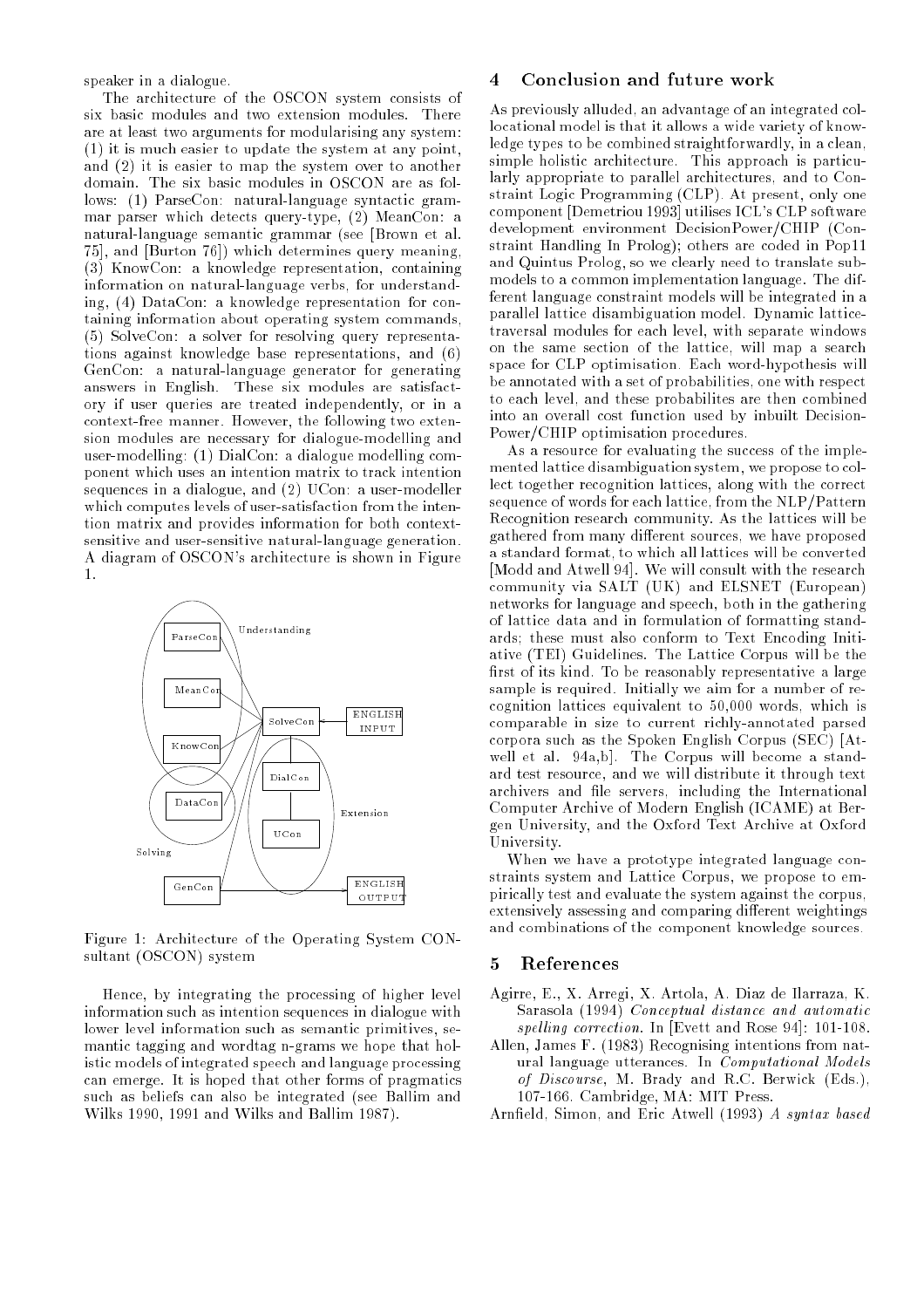speaker in a dialogue.

The architecture of the OSCON system consists of six basic modules and two extension modules. There are at least two arguments for modularising any system: (1) it is much easier to update the system at any point, and (2) it is easier to map the system over to another domain. The six basic modules in OSCON are as follows: (1) ParseCon: natural-language syntactic grammar parser which detects query-type, (2) MeanCon: a natural-language semantic grammar (see [Brown et al. 75], and [Burton 76]) which determines query meaning, (3) KnowCon: a knowledge representation, containing information on natural-language verbs, for understanding, (4) DataCon: a knowledge representation for containing information about operating system commands, (5) SolveCon: a solver for resolving query representations against knowledge base representations, and (6) GenCon: a natural-language generator for generating answers in English. These six modules are satisfactory if user queries are treated independently, or in a context-free manner. However, the following two extension modules are necessary for dialogue-modelling and user-modelling: (1) DialCon: a dialogue modelling component which uses an intention matrix to track intention sequences in a dialogue, and (2) UCon: a user-modeller which computes levels of user-satisfaction from the intention matrix and provides information for both context-sensitive and user-sensitive natural-language generation. A diagram of OSCON's architecture is shown in Figure 1.

Figure 1: Architecture of the Operating System CONsultant (OSCON) system

Hence, by integrating the processing of higher level information such as intention sequences in dialogue with lower level information such as semantic primitives, semantic tagging and wordtag n-grams we hope that holistic models of integrated speech and language processing can emerge. It is hoped that other forms of pragmatics such as beliefs can also be integrated (see Ballim and Wilks 1990, 1991 and Wilks and Ballim 1987).

## 4 Conclusion and future work

As previously alluded, an advantage of an integrated collocational model is that it allows a wide variety of knowledge types to be combined straightforwardly, in a clean, simple holistic architecture. This approach is particularly appropriate to parallel architectures, and to Constraint Logic Programming (CLP). At present, only one component [Demetriou 1993] utilises ICL's CLP software development environment DecisionPower/CHIP (Constraint Handling In Prolog); others are coded in Pop11 and Quintus Prolog, so we clearly need to translate submodels to a common implementation language. The different language constraint models will be integrated in a parallel lattice disambiguation model. Dynamic lattice-traversal modules for each level, with separate windows on the same section of the lattice, will map a search space for CLP optimisation. Each word-hypothesis will be annotated with a set of probabilities, one with respect to each level, and these probabilites are then combined into an overall cost function used by inbuilt DecisionPower/CHIP optimisation procedures.

As a resource for evaluating the success of the implemented lattice disambiguation system, we propose to collect together recognition lattices, along with the correct sequence of words for each lattice, from the NLP/Pattern Recognition research community. As the lattices will be gathered from many different sources, we have proposed a standard format, to which all lattices will be converted [Modd and Atwell 94]. We will consult with the research community via SALT (UK) and ELSNET (European) networks for language and speech, both in the gathering of lattice data and in formulation of formatting standards; these must also conform to Text Encoding Initiative (TEI) Guidelines. The Lattice Corpus will be the first of its kind. To be reasonably representative a large sample is required. Initially we aim for a number of recognition lattices equivalent to 50,000 words, which is comparable in size to current richly-annotated parsed corpora such as the Spoken English Corpus (SEC) [Atwell et al. 94a,b]. The Corpus will become a standard test resource, and we will distribute it through text archivers and file servers, including the International Computer Archive of Modern English (ICAME) at Bergen University, and the Oxford Text Archive at Oxford University.

When we have a prototype integrated language constraints system and Lattice Corpus, we propose to empirically test and evaluate the system against the corpus, extensively assessing and comparing different weightings and combinations of the component knowledge sources.

## 5 References

Agirre, E., X. Arregi, X. Artola, A. Diaz de Ilarraza, K. Sarasola (1994) *Conceptual distance and automatic spelling correction.* In [Evett and Rose 94]: 101-108.

Allen, James F. (1983) Recognising intentions from natural language utterances. In *Computational Models of Discourse*, M. Brady and R.C. Berwick (Eds.), 107-166. Cambridge, MA: MIT Press.

Arnfield, Simon, and Eric Atwell (1993) *A syntax based*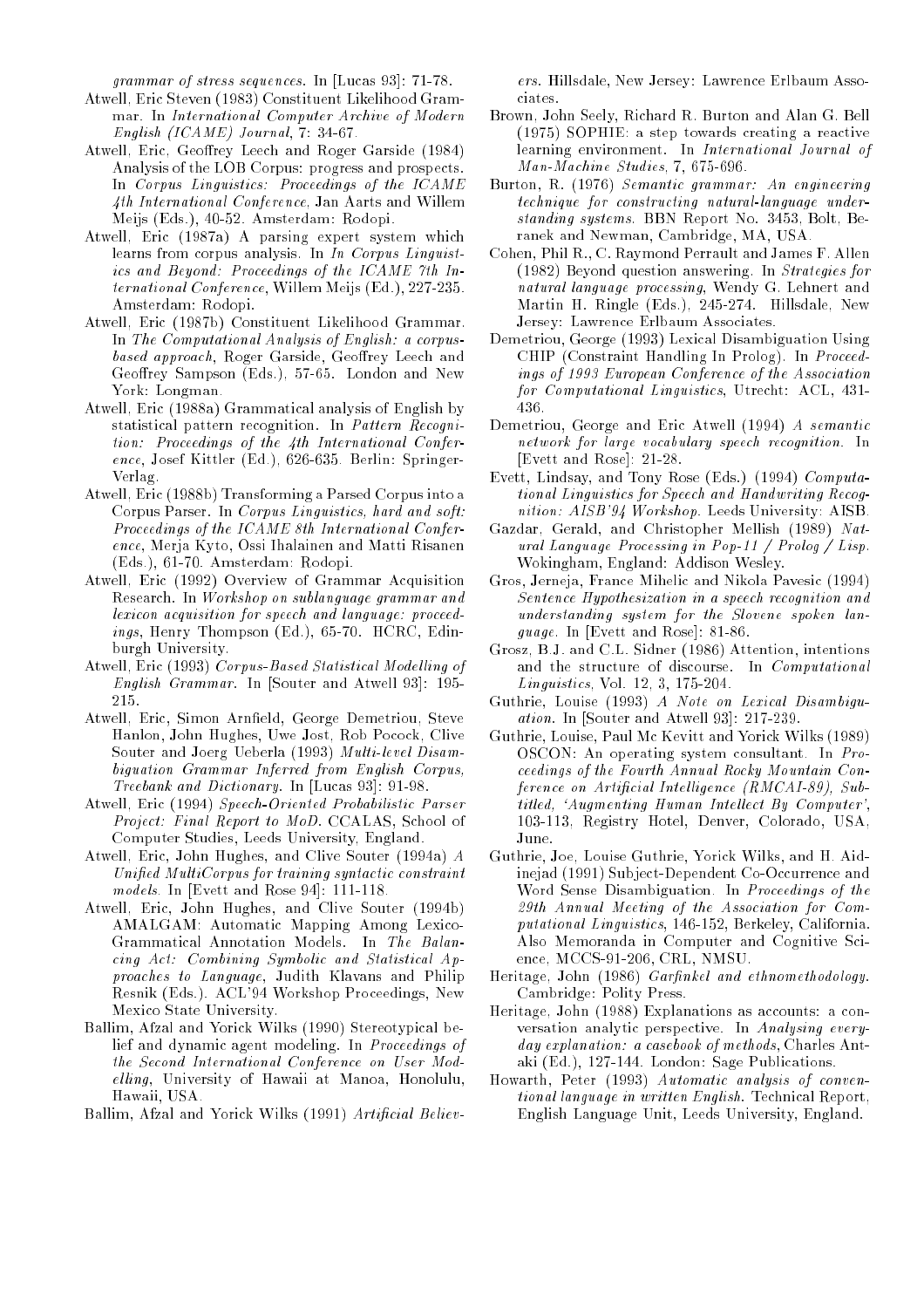*grammar of stress sequences*. In [Lucas 93]: 71-78.

Atwell, Eric Steven (1983) Constituent Likelihood Grammar. In *International Computer Archive of Modern English (ICAME) Journal*, 7: 34-67.

Atwell, Eric, Geoffrey Leech and Roger Garside (1984) Analysis of the LOB Corpus: progress and prospects. In *Corpus Linguistics: Proceedings of the ICAME 4th International Conference*, Jan Aarts and Willem Meijs (Eds.), 40-52. Amsterdam: Rodopi.

Atwell, Eric (1987a) A parsing expert system which learns from corpus analysis. In *In Corpus Linguistics and Beyond: Proceedings of the ICAME 7th International Conference*, Willem Meijs (Ed.), 227-235. Amsterdam: Rodopi.

Atwell, Eric (1987b) Constituent Likelihood Grammar. In *The Computational Analysis of English: a corpus-based approach*, Roger Garside, Geoffrey Leech and Geoffrey Sampson (Eds.), 57-65. London and New York: Longman.

Atwell, Eric (1988a) Grammatical analysis of English by statistical pattern recognition. In *Pattern Recognition: Proceedings of the 4th International Conference*, Josef Kittler (Ed.), 626-635. Berlin: Springer-Verlag.

Atwell, Eric (1988b) Transforming a Parsed Corpus into a Corpus Parser. In *Corpus Linguistics, hard and soft: Proceedings of the ICAME 8th International Conference*, Merja Kyto, Ossi Ihalainen and Matti Risanen (Eds.), 61-70. Amsterdam: Rodopi.

Atwell, Eric (1992) Overview of Grammar Acquisition Research. In *Workshop on sublanguage grammar and lexicon acquisition for speech and language: proceedings*, Henry Thompson (Ed.), 65-70. HCRC, Edinburgh University.

Atwell, Eric (1993) *Corpus-Based Statistical Modelling of English Grammar*. In [Souter and Atwell 93]: 195-215.

Atwell, Eric, Simon Arnfield, George Demetriou, Steve Hanlon, John Hughes, Uwe Jost, Rob Pocock, Clive Souter and Joerg Ueberla (1993) *Multi-level Disambiguation Grammar Inferred from English Corpus, Treebank and Dictionary*. In [Lucas 93]: 91-98.

Atwell, Eric (1994) *Speech-Oriented Probabilistic Parser Project: Final Report to MoD*. CCALAS, School of Computer Studies, Leeds University, England.

Atwell, Eric, John Hughes, and Clive Souter (1994a) *A Unified MultiCorpus for training syntactic constraint models*. In [Evett and Rose 94]: 111-118.

Atwell, Eric, John Hughes, and Clive Souter (1994b) AMALGAM: Automatic Mapping Among Lexico-Grammatical Annotation Models. In *The Balancing Act: Combining Symbolic and Statistical Approaches to Language*, Judith Klavans and Philip Resnik (Eds.). ACL'94 Workshop Proceedings, New Mexico State University.

Ballim, Afzal and Yorick Wilks (1990) Stereotypical belief and dynamic agent modeling. In *Proceedings of the Second International Conference on User Modelling*, University of Hawaii at Manoa, Honolulu, Hawaii, USA.

Ballim, Afzal and Yorick Wilks (1991) *Artificial Believers*. Hillsdale, New Jersey: Lawrence Erlbaum Associates.

Brown, John Seely, Richard R. Burton and Alan G. Bell (1975) SOPHIE: a step towards creating a reactive learning environment. In *International Journal of Man-Machine Studies*, 7, 675-696.

Burton, R. (1976) *Semantic grammar: An engineering technique for constructing natural-language understanding systems*. BBN Report No. 3453, Bolt, Beranek and Newman, Cambridge, MA, USA.

Cohen, Phil R., C. Raymond Perrault and James F. Allen (1982) Beyond question answering. In *Strategies for natural language processing*, Wendy G. Lehnert and Martin H. Ringle (Eds.), 245-274. Hillsdale, New Jersey: Lawrence Erlbaum Associates.

Demetriou, George (1993) Lexical Disambiguation Using CHIP (Constraint Handling In Prolog). In *Proceedings of 1993 European Conference of the Association for Computational Linguistics*, Utrecht: ACL, 431-436.

Demetriou, George and Eric Atwell (1994) *A semantic network for large vocabulary speech recognition*. In [Evett and Rose]: 21-28.

Evett, Lindsay, and Tony Rose (Eds.) (1994) *Computational Linguistics for Speech and Handwriting Recognition: AISB'94 Workshop*. Leeds University: AISB.

Gazdar, Gerald, and Christopher Mellish (1989) *Natural Language Processing in Pop-11 / Prolog / Lisp*. Wokingham, England: Addison Wesley.

Gros, Jerneja, France Mihelic and Nikola Pavesic (1994) *Sentence Hypothesization in a speech recognition and understanding system for the Slovene spoken language*. In [Evett and Rose]: 81-86.

Grosz, B.J. and C.L. Sidner (1986) Attention, intentions and the structure of discourse. In *Computational Linguistics*, Vol. 12, 3, 175-204.

Guthrie, Louise (1993) *A Note on Lexical Disambiguation*. In [Souter and Atwell 93]: 217-239.

Guthrie, Louise, Paul Mc Kevitt and Yorick Wilks (1989) OSCON: An operating system consultant. In *Proceedings of the Fourth Annual Rocky Mountain Conference on Artificial Intelligence (RMCAI-89), Subtitled, 'Augmenting Human Intellect By Computer'*, 103-113, Registry Hotel, Denver, Colorado, USA, June.

Guthrie, Joe, Louise Guthrie, Yorick Wilks, and H. Aidinejad (1991) Subject-Dependent Co-Occurrence and Word Sense Disambiguation. In *Proceedings of the 29th Annual Meeting of the Association for Computational Linguistics*, 146-152, Berkeley, California. Also Memoranda in Computer and Cognitive Science, MCCS-91-206, CRL, NMSU.

Heritage, John (1986) *Garfinkel and ethnomethodology*. Cambridge: Polity Press.

Heritage, John (1988) Explanations as accounts: a conversation analytic perspective. In *Analysing everyday explanation: a casebook of methods*, Charles Antaki (Ed.), 127-144. London: Sage Publications.

Howarth, Peter (1993) *Automatic analysis of conventional language in written English*. Technical Report, English Language Unit, Leeds University, England.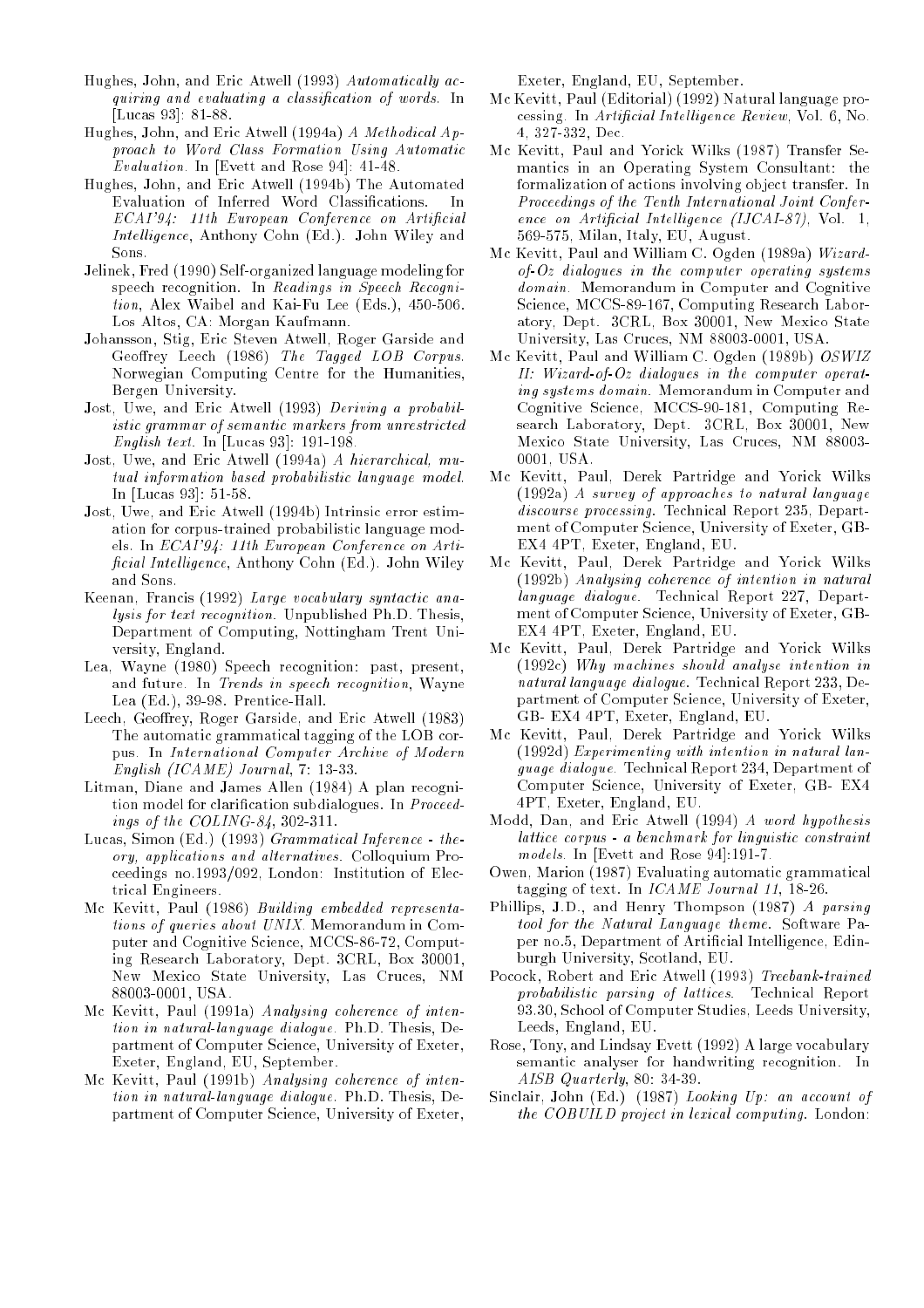Hughes, John, and Eric Atwell (1993) *Automatically acquiring and evaluating a classification of words.* In [Lucas 93]: 81-88.

Hughes, John, and Eric Atwell (1994a) *A Methodical Approach to Word Class Formation Using Automatic Evaluation.* In [Evett and Rose 94]: 41-48.

Hughes, John, and Eric Atwell (1994b) The Automated Evaluation of Inferred Word Classifications. In *ECAI'94: 11th European Conference on Artificial Intelligence*, Anthony Cohn (Ed.). John Wiley and Sons.

Jelinek, Fred (1990) Self-organized language modeling for speech recognition. In *Readings in Speech Recognition*, Alex Waibel and Kai-Fu Lee (Eds.), 450-506. Los Altos, CA: Morgan Kaufmann.

Johansson, Stig, Eric Steven Atwell, Roger Garside and Geoffrey Leech (1986) *The Tagged LOB Corpus.* Norwegian Computing Centre for the Humanities, Bergen University.

Jost, Uwe, and Eric Atwell (1993) *Deriving a probabilistic grammar of semantic markers from unrestricted English text.* In [Lucas 93]: 191-198.

Jost, Uwe, and Eric Atwell (1994a) *A hierarchical, mutual information based probabilistic language model.* In [Lucas 93]: 51-58.

Jost, Uwe, and Eric Atwell (1994b) Intrinsic error estimation for corpus-trained probabilistic language models. In *ECAI'94: 11th European Conference on Artificial Intelligence*, Anthony Cohn (Ed.). John Wiley and Sons.

Keenan, Francis (1992) *Large vocabulary syntactic analysis for text recognition.* Unpublished Ph.D. Thesis, Department of Computing, Nottingham Trent University, England.

Lea, Wayne (1980) Speech recognition: past, present, and future. In *Trends in speech recognition*, Wayne Lea (Ed.), 39-98. Prentice-Hall.

Leech, Geoffrey, Roger Garside, and Eric Atwell (1983) The automatic grammatical tagging of the LOB corpus. In *International Computer Archive of Modern English (ICAME) Journal*, 7: 13-33.

Litman, Diane and James Allen (1984) A plan recognition model for clarification subdialogues. In *Proceedings of the COLING-84*, 302-311.

Lucas, Simon (Ed.) (1993) *Grammatical Inference - theory, applications and alternatives.* Colloquium Proceedings no.1993/092, London: Institution of Electrical Engineers.

Mc Kevitt, Paul (1986) *Building embedded representations of queries about UNIX.* Memorandum in Computer and Cognitive Science, MCCS-86-72, Computing Research Laboratory, Dept. 3CRL, Box 30001, New Mexico State University, Las Cruces, NM 88003-0001, USA.

Mc Kevitt, Paul (1991a) *Analysing coherence of intention in natural-language dialogue.* Ph.D. Thesis, Department of Computer Science, University of Exeter, Exeter, England, EU, September.

Mc Kevitt, Paul (1991b) *Analysing coherence of intention in natural-language dialogue.* Ph.D. Thesis, Department of Computer Science, University of Exeter, Exeter, England, EU, September.

Mc Kevitt, Paul (Editorial) (1992) Natural language processing. In *Artificial Intelligence Review*, Vol. 6, No. 4, 327-332, Dec.

Mc Kevitt, Paul and Yorick Wilks (1987) Transfer Semantics in an Operating System Consultant: the formalization of actions involving object transfer. In *Proceedings of the Tenth International Joint Conference on Artificial Intelligence (IJCAI-87)*, Vol. 1, 569-575, Milan, Italy, EU, August.

Mc Kevitt, Paul and William C. Ogden (1989a) *Wizard-of-Oz dialogues in the computer operating systems domain.* Memorandum in Computer and Cognitive Science, MCCS-89-167, Computing Research Laboratory, Dept. 3CRL, Box 30001, New Mexico State University, Las Cruces, NM 88003-0001, USA.

Mc Kevitt, Paul and William C. Ogden (1989b) *OSWIZ II: Wizard-of-Oz dialogues in the computer operating systems domain.* Memorandum in Computer and Cognitive Science, MCCS-90-181, Computing Research Laboratory, Dept. 3CRL, Box 30001, New Mexico State University, Las Cruces, NM 88003-0001, USA.

Mc Kevitt, Paul, Derek Partridge and Yorick Wilks (1992a) *A survey of approaches to natural language discourse processing.* Technical Report 235, Department of Computer Science, University of Exeter, GB-EX4 4PT, Exeter, England, EU.

Mc Kevitt, Paul, Derek Partridge and Yorick Wilks (1992b) *Analysing coherence of intention in natural language dialogue.* Technical Report 227, Department of Computer Science, University of Exeter, GB-EX4 4PT, Exeter, England, EU.

Mc Kevitt, Paul, Derek Partridge and Yorick Wilks (1992c) *Why machines should analyse intention in natural language dialogue.* Technical Report 233, Department of Computer Science, University of Exeter, GB- EX4 4PT, Exeter, England, EU.

Mc Kevitt, Paul, Derek Partridge and Yorick Wilks (1992d) *Experimenting with intention in natural language dialogue.* Technical Report 234, Department of Computer Science, University of Exeter, GB- EX4 4PT, Exeter, England, EU.

Modd, Dan, and Eric Atwell (1994) *A word hypothesis lattice corpus - a benchmark for linguistic constraint models.* In [Evett and Rose 94]:191-7.

Owen, Marion (1987) Evaluating automatic grammatical tagging of text. In *ICAME Journal 11*, 18-26.

Phillips, J.D., and Henry Thompson (1987) *A parsing tool for the Natural Language theme.* Software Paper no.5, Department of Artificial Intelligence, Edinburgh University, Scotland, EU.

Pocock, Robert and Eric Atwell (1993) *Treebank-trained probabilistic parsing of lattices.* Technical Report 93.30, School of Computer Studies, Leeds University, Leeds, England, EU.

Rose, Tony, and Lindsay Evett (1992) A large vocabulary semantic analyser for handwriting recognition. In *AISB Quarterly*, 80: 34-39.

Sinclair, John (Ed.) (1987) *Looking Up: an account of the COBUILD project in lexical computing.* London: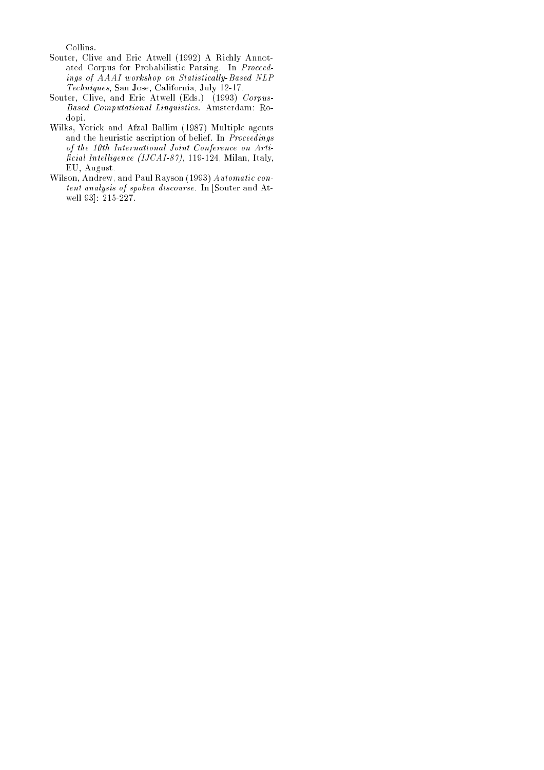Collins.

Souter, Clive and Eric Atwell (1992) A Richly Annotated Corpus for Probabilistic Parsing. In *Proceedings of AAAI workshop on Statistically-Based NLP Techniques*, San Jose, California, July 12-17.

Souter, Clive, and Eric Atwell (Eds.) (1993) *Corpus-Based Computational Linguistics*. Amsterdam: Rodopi.

Wilks, Yorick and Afzal Ballim (1987) Multiple agents and the heuristic ascription of belief. In *Proceedings of the 10th International Joint Conference on Artificial Intelligence (IJCAI-87)*, 119-124, Milan, Italy, EU, August.

Wilson, Andrew, and Paul Rayson (1993) *Automatic content analysis of spoken discourse*. In [Souter and Atwell 93]: 215-227.